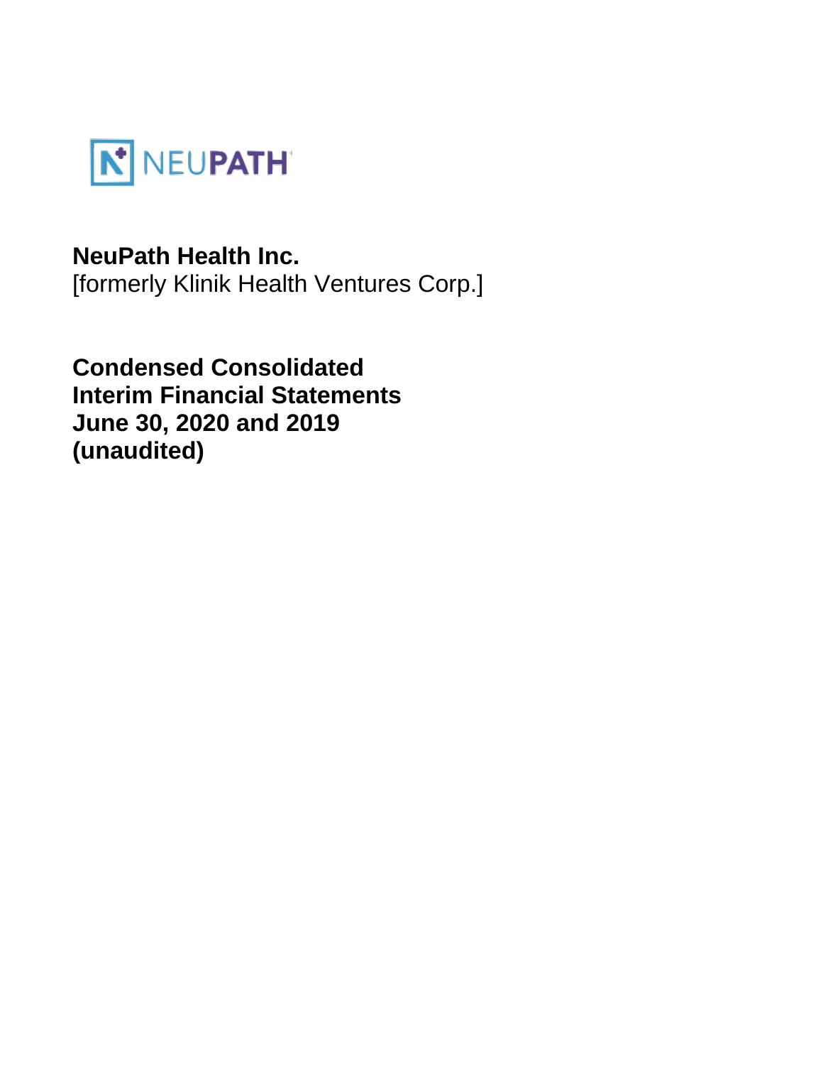NEUPATH

**NeuPath Health Inc.**
[formerly Klinik Health Ventures Corp.]

**Condensed Consolidated**
**Interim Financial Statements**
**June 30, 2020 and 2019**
**(unaudited)**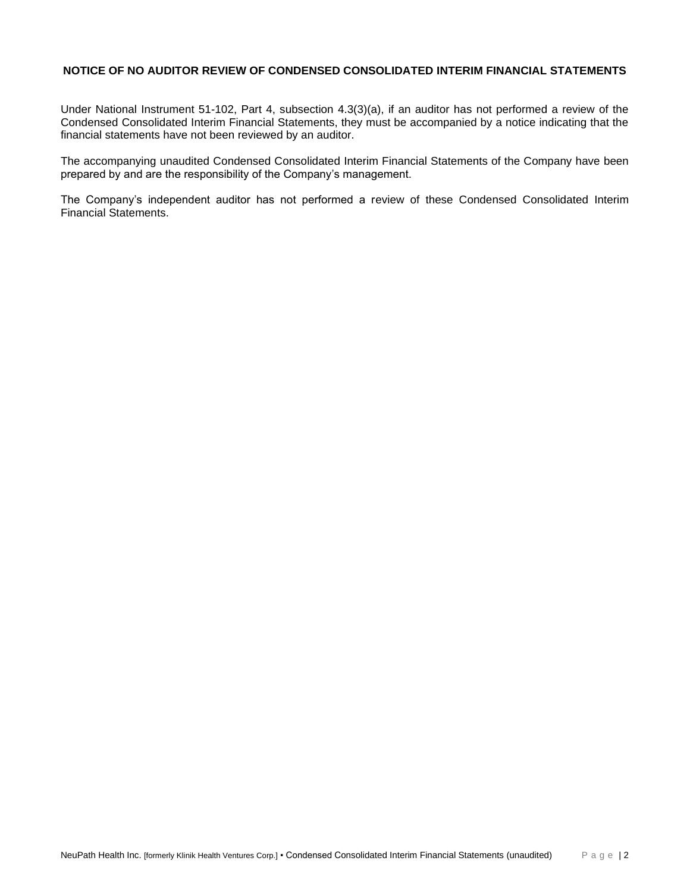## NOTICE OF NO AUDITOR REVIEW OF CONDENSED CONSOLIDATED INTERIM FINANCIAL STATEMENTS

Under National Instrument 51-102, Part 4, subsection 4.3(3)(a), if an auditor has not performed a review of the Condensed Consolidated Interim Financial Statements, they must be accompanied by a notice indicating that the financial statements have not been reviewed by an auditor.

The accompanying unaudited Condensed Consolidated Interim Financial Statements of the Company have been prepared by and are the responsibility of the Company's management.

The Company's independent auditor has not performed a review of these Condensed Consolidated Interim Financial Statements.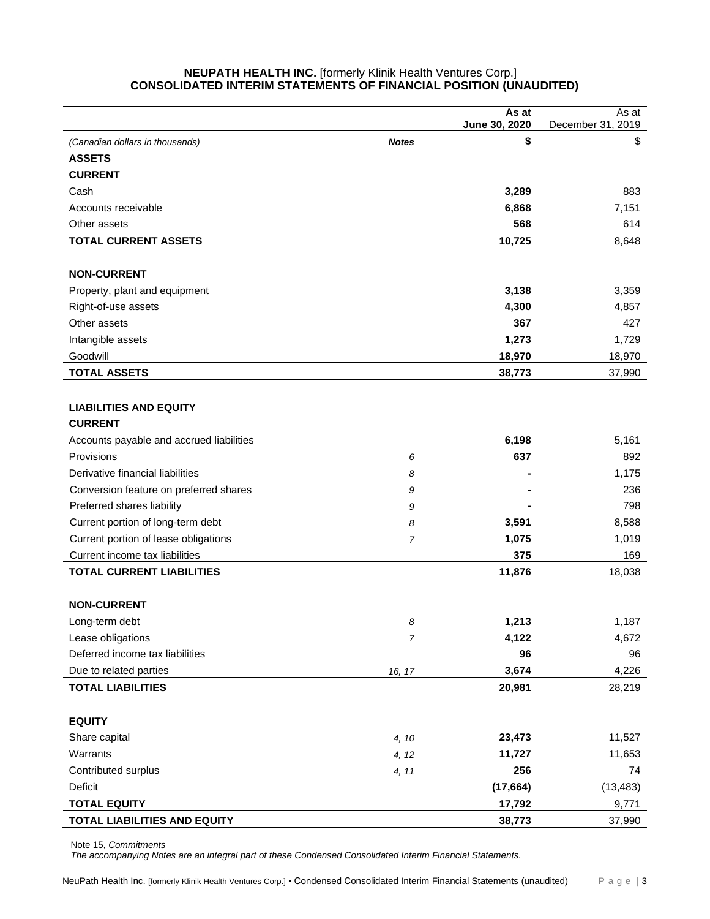# NEUPATH HEALTH INC. [formerly Klinik Health Ventures Corp.]
# CONSOLIDATED INTERIM STATEMENTS OF FINANCIAL POSITION (UNAUDITED)

| | | **As at June 30, 2020** | As at December 31, 2019 |
|---|---|---|---|
| *(Canadian dollars in thousands)* | ***Notes*** | **$** | $ |
| **ASSETS** | | | |
| **CURRENT** | | | |
| Cash | | **3,289** | 883 |
| Accounts receivable | | **6,868** | 7,151 |
| Other assets | | **568** | 614 |
| **TOTAL CURRENT ASSETS** | | **10,725** | 8,648 |
| | | | |
| **NON-CURRENT** | | | |
| Property, plant and equipment | | **3,138** | 3,359 |
| Right-of-use assets | | **4,300** | 4,857 |
| Other assets | | **367** | 427 |
| Intangible assets | | **1,273** | 1,729 |
| Goodwill | | **18,970** | 18,970 |
| **TOTAL ASSETS** | | **38,773** | 37,990 |
| | | | |
| **LIABILITIES AND EQUITY** | | | |
| **CURRENT** | | | |
| Accounts payable and accrued liabilities | | **6,198** | 5,161 |
| Provisions | *6* | **637** | 892 |
| Derivative financial liabilities | *8* | **-** | 1,175 |
| Conversion feature on preferred shares | *9* | **-** | 236 |
| Preferred shares liability | *9* | **-** | 798 |
| Current portion of long-term debt | *8* | **3,591** | 8,588 |
| Current portion of lease obligations | *7* | **1,075** | 1,019 |
| Current income tax liabilities | | **375** | 169 |
| **TOTAL CURRENT LIABILITIES** | | **11,876** | 18,038 |
| | | | |
| **NON-CURRENT** | | | |
| Long-term debt | *8* | **1,213** | 1,187 |
| Lease obligations | *7* | **4,122** | 4,672 |
| Deferred income tax liabilities | | **96** | 96 |
| Due to related parties | *16, 17* | **3,674** | 4,226 |
| **TOTAL LIABILITIES** | | **20,981** | 28,219 |
| | | | |
| **EQUITY** | | | |
| Share capital | *4, 10* | **23,473** | 11,527 |
| Warrants | *4, 12* | **11,727** | 11,653 |
| Contributed surplus | *4, 11* | **256** | 74 |
| Deficit | | **(17,664)** | (13,483) |
| **TOTAL EQUITY** | | **17,792** | 9,771 |
| **TOTAL LIABILITIES AND EQUITY** | | **38,773** | 37,990 |

Note 15, *Commitments*

*The accompanying Notes are an integral part of these Condensed Consolidated Interim Financial Statements.*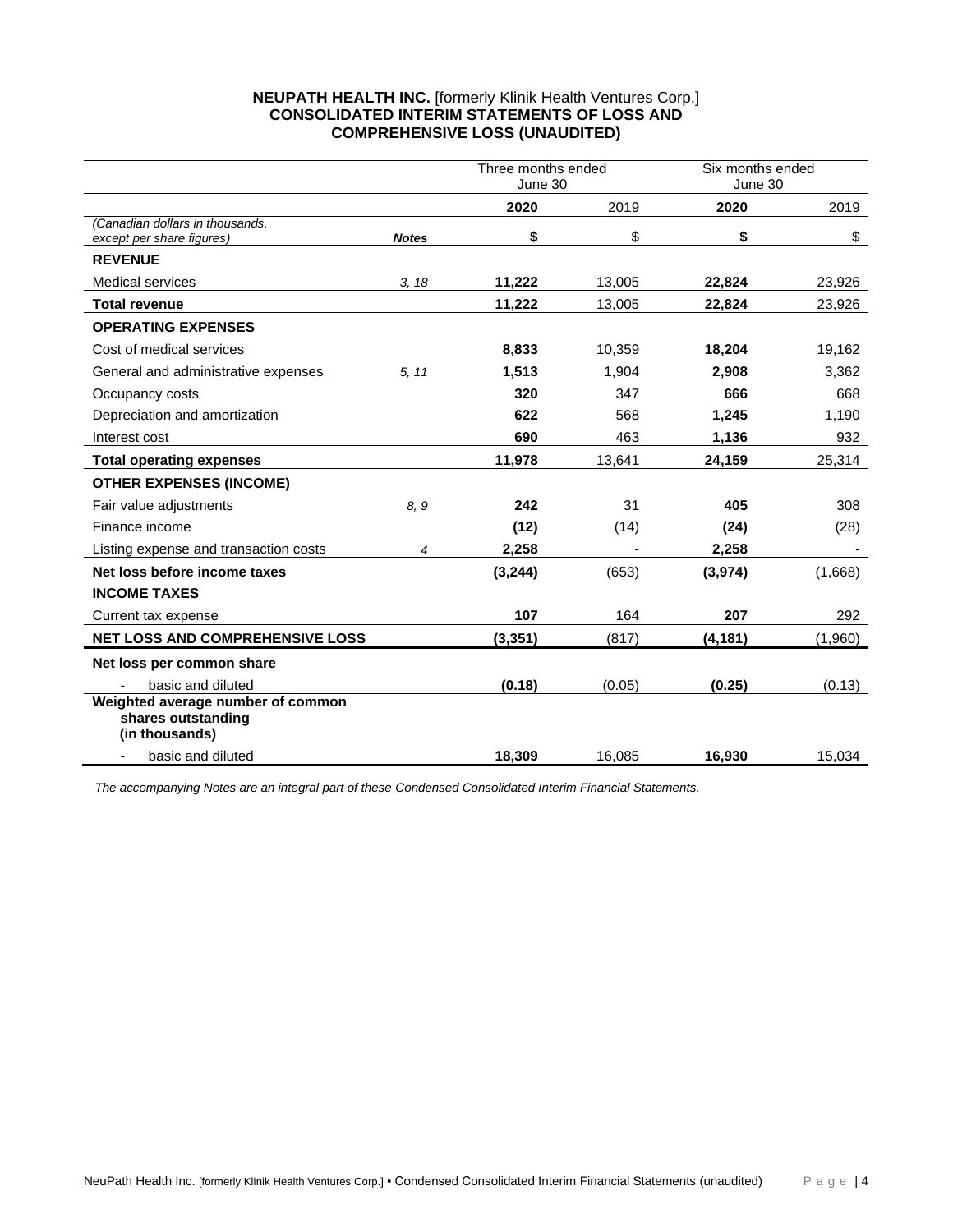**NEUPATH HEALTH INC.** [formerly Klinik Health Ventures Corp.]
**CONSOLIDATED INTERIM STATEMENTS OF LOSS AND COMPREHENSIVE LOSS (UNAUDITED)**

| | | Three months ended June 30 | | Six months ended June 30 | |
|---|---|---|---|---|---|
| | | **2020** | 2019 | **2020** | 2019 |
| *(Canadian dollars in thousands, except per share figures)* | ***Notes*** | **$** | $ | **$** | $ |
| **REVENUE** | | | | | |
| Medical services | *3, 18* | **11,222** | 13,005 | **22,824** | 23,926 |
| **Total revenue** | | **11,222** | 13,005 | **22,824** | 23,926 |
| **OPERATING EXPENSES** | | | | | |
| Cost of medical services | | **8,833** | 10,359 | **18,204** | 19,162 |
| General and administrative expenses | *5, 11* | **1,513** | 1,904 | **2,908** | 3,362 |
| Occupancy costs | | **320** | 347 | **666** | 668 |
| Depreciation and amortization | | **622** | 568 | **1,245** | 1,190 |
| Interest cost | | **690** | 463 | **1,136** | 932 |
| **Total operating expenses** | | **11,978** | 13,641 | **24,159** | 25,314 |
| **OTHER EXPENSES (INCOME)** | | | | | |
| Fair value adjustments | *8, 9* | **242** | 31 | **405** | 308 |
| Finance income | | **(12)** | (14) | **(24)** | (28) |
| Listing expense and transaction costs | *4* | **2,258** | - | **2,258** | - |
| **Net loss before income taxes** | | **(3,244)** | (653) | **(3,974)** | (1,668) |
| **INCOME TAXES** | | | | | |
| Current tax expense | | **107** | 164 | **207** | 292 |
| **NET LOSS AND COMPREHENSIVE LOSS** | | **(3,351)** | (817) | **(4,181)** | (1,960) |
| **Net loss per common share** | | | | | |
| - basic and diluted | | **(0.18)** | (0.05) | **(0.25)** | (0.13) |
| **Weighted average number of common shares outstanding (in thousands)** | | | | | |
| - basic and diluted | | **18,309** | 16,085 | **16,930** | 15,034 |

*The accompanying Notes are an integral part of these Condensed Consolidated Interim Financial Statements.*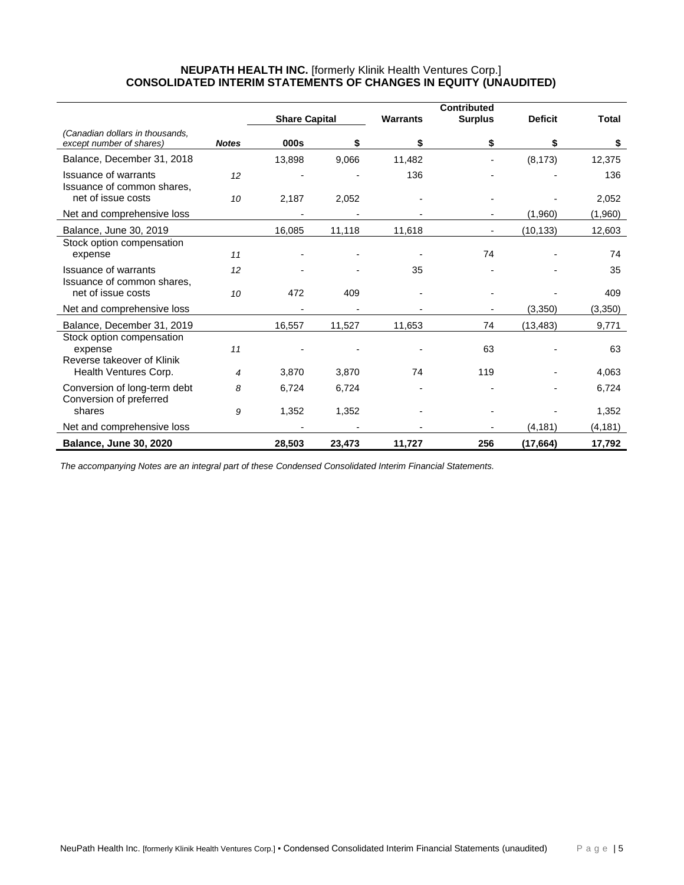**NEUPATH HEALTH INC.** [formerly Klinik Health Ventures Corp.]
**CONSOLIDATED INTERIM STATEMENTS OF CHANGES IN EQUITY (UNAUDITED)**

| | | Share Capital | | Warrants | Contributed Surplus | Deficit | Total |
|---|---|---|---|---|---|---|---|
| *(Canadian dollars in thousands, except number of shares)* | ***Notes*** | **000s** | **$** | **$** | **$** | **$** | **$** |
| Balance, December 31, 2018 | | 13,898 | 9,066 | 11,482 | - | (8,173) | 12,375 |
| Issuance of warrants | *12* | - | - | 136 | - | - | 136 |
| Issuance of common shares, net of issue costs | *10* | 2,187 | 2,052 | - | - | - | 2,052 |
| Net and comprehensive loss | | - | - | - | - | (1,960) | (1,960) |
| Balance, June 30, 2019 | | 16,085 | 11,118 | 11,618 | - | (10,133) | 12,603 |
| Stock option compensation expense | *11* | - | - | - | 74 | - | 74 |
| Issuance of warrants | *12* | - | - | 35 | - | - | 35 |
| Issuance of common shares, net of issue costs | *10* | 472 | 409 | - | - | - | 409 |
| Net and comprehensive loss | | - | - | - | - | (3,350) | (3,350) |
| Balance, December 31, 2019 | | 16,557 | 11,527 | 11,653 | 74 | (13,483) | 9,771 |
| Stock option compensation expense | *11* | - | - | - | 63 | - | 63 |
| Reverse takeover of Klinik Health Ventures Corp. | *4* | 3,870 | 3,870 | 74 | 119 | - | 4,063 |
| Conversion of long-term debt | *8* | 6,724 | 6,724 | - | - | - | 6,724 |
| Conversion of preferred shares | *9* | 1,352 | 1,352 | - | - | - | 1,352 |
| Net and comprehensive loss | | - | - | - | - | (4,181) | (4,181) |
| **Balance, June 30, 2020** | | **28,503** | **23,473** | **11,727** | **256** | **(17,664)** | **17,792** |

*The accompanying Notes are an integral part of these Condensed Consolidated Interim Financial Statements.*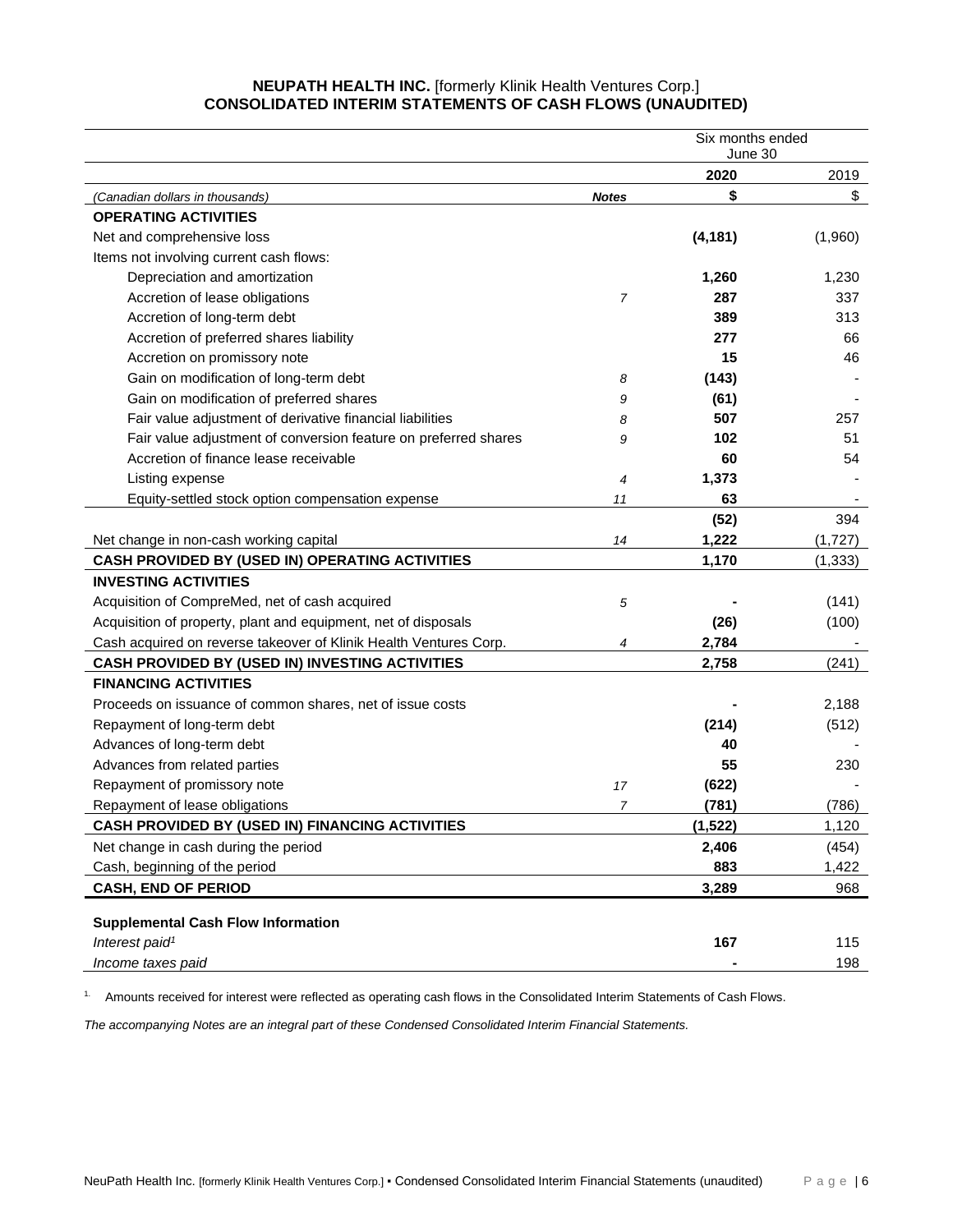**NEUPATH HEALTH INC.** [formerly Klinik Health Ventures Corp.]
**CONSOLIDATED INTERIM STATEMENTS OF CASH FLOWS (UNAUDITED)**

| | | Six months ended June 30 | |
|---|---|---|---|
| | | **2020** | 2019 |
| *(Canadian dollars in thousands)* | ***Notes*** | **$** | $ |
| **OPERATING ACTIVITIES** | | | |
| Net and comprehensive loss | | **(4,181)** | (1,960) |
| Items not involving current cash flows: | | | |
| Depreciation and amortization | | **1,260** | 1,230 |
| Accretion of lease obligations | *7* | **287** | 337 |
| Accretion of long-term debt | | **389** | 313 |
| Accretion of preferred shares liability | | **277** | 66 |
| Accretion on promissory note | | **15** | 46 |
| Gain on modification of long-term debt | *8* | **(143)** | - |
| Gain on modification of preferred shares | *9* | **(61)** | - |
| Fair value adjustment of derivative financial liabilities | *8* | **507** | 257 |
| Fair value adjustment of conversion feature on preferred shares | *9* | **102** | 51 |
| Accretion of finance lease receivable | | **60** | 54 |
| Listing expense | *4* | **1,373** | - |
| Equity-settled stock option compensation expense | *11* | **63** | - |
| | | **(52)** | 394 |
| Net change in non-cash working capital | *14* | **1,222** | (1,727) |
| **CASH PROVIDED BY (USED IN) OPERATING ACTIVITIES** | | **1,170** | (1,333) |
| **INVESTING ACTIVITIES** | | | |
| Acquisition of CompreMed, net of cash acquired | *5* | **-** | (141) |
| Acquisition of property, plant and equipment, net of disposals | | **(26)** | (100) |
| Cash acquired on reverse takeover of Klinik Health Ventures Corp. | *4* | **2,784** | - |
| **CASH PROVIDED BY (USED IN) INVESTING ACTIVITIES** | | **2,758** | (241) |
| **FINANCING ACTIVITIES** | | | |
| Proceeds on issuance of common shares, net of issue costs | | **-** | 2,188 |
| Repayment of long-term debt | | **(214)** | (512) |
| Advances of long-term debt | | **40** | - |
| Advances from related parties | | **55** | 230 |
| Repayment of promissory note | *17* | **(622)** | - |
| Repayment of lease obligations | *7* | **(781)** | (786) |
| **CASH PROVIDED BY (USED IN) FINANCING ACTIVITIES** | | **(1,522)** | 1,120 |
| Net change in cash during the period | | **2,406** | (454) |
| Cash, beginning of the period | | **883** | 1,422 |
| **CASH, END OF PERIOD** | | **3,289** | 968 |
| | | | |
| **Supplemental Cash Flow Information** | | | |
| *Interest paid[1]* | | **167** | 115 |
| *Income taxes paid* | | **-** | 198 |

[1.] Amounts received for interest were reflected as operating cash flows in the Consolidated Interim Statements of Cash Flows.

*The accompanying Notes are an integral part of these Condensed Consolidated Interim Financial Statements.*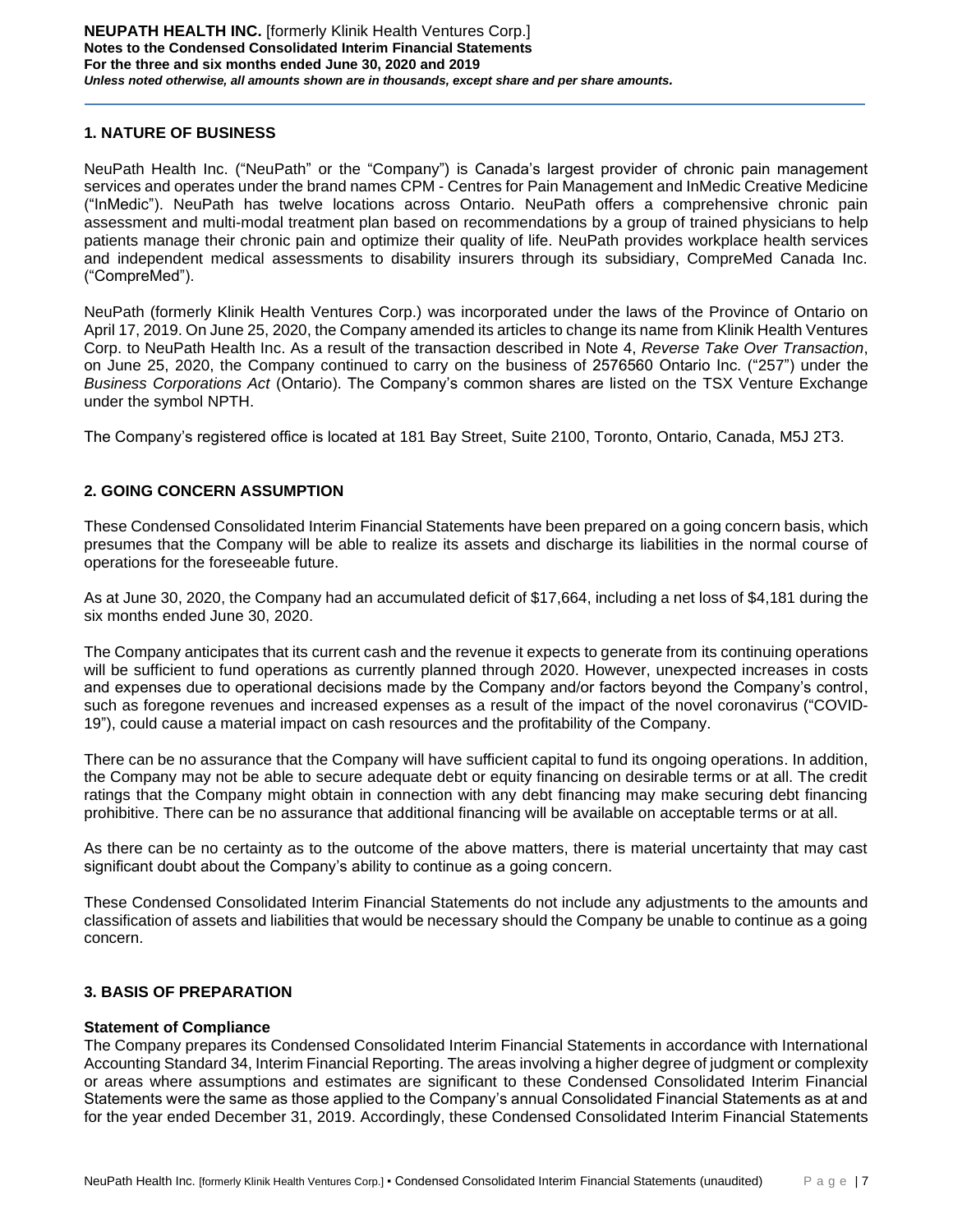## 1. NATURE OF BUSINESS

NeuPath Health Inc. ("NeuPath" or the "Company") is Canada's largest provider of chronic pain management services and operates under the brand names CPM - Centres for Pain Management and InMedic Creative Medicine ("InMedic"). NeuPath has twelve locations across Ontario. NeuPath offers a comprehensive chronic pain assessment and multi-modal treatment plan based on recommendations by a group of trained physicians to help patients manage their chronic pain and optimize their quality of life. NeuPath provides workplace health services and independent medical assessments to disability insurers through its subsidiary, CompreMed Canada Inc. ("CompreMed").

NeuPath (formerly Klinik Health Ventures Corp.) was incorporated under the laws of the Province of Ontario on April 17, 2019. On June 25, 2020, the Company amended its articles to change its name from Klinik Health Ventures Corp. to NeuPath Health Inc. As a result of the transaction described in Note 4, *Reverse Take Over Transaction*, on June 25, 2020, the Company continued to carry on the business of 2576560 Ontario Inc. ("257") under the *Business Corporations Act* (Ontario). The Company's common shares are listed on the TSX Venture Exchange under the symbol NPTH.

The Company's registered office is located at 181 Bay Street, Suite 2100, Toronto, Ontario, Canada, M5J 2T3.

## 2. GOING CONCERN ASSUMPTION

These Condensed Consolidated Interim Financial Statements have been prepared on a going concern basis, which presumes that the Company will be able to realize its assets and discharge its liabilities in the normal course of operations for the foreseeable future.

As at June 30, 2020, the Company had an accumulated deficit of $17,664, including a net loss of $4,181 during the six months ended June 30, 2020.

The Company anticipates that its current cash and the revenue it expects to generate from its continuing operations will be sufficient to fund operations as currently planned through 2020. However, unexpected increases in costs and expenses due to operational decisions made by the Company and/or factors beyond the Company's control, such as foregone revenues and increased expenses as a result of the impact of the novel coronavirus ("COVID-19"), could cause a material impact on cash resources and the profitability of the Company.

There can be no assurance that the Company will have sufficient capital to fund its ongoing operations. In addition, the Company may not be able to secure adequate debt or equity financing on desirable terms or at all. The credit ratings that the Company might obtain in connection with any debt financing may make securing debt financing prohibitive. There can be no assurance that additional financing will be available on acceptable terms or at all.

As there can be no certainty as to the outcome of the above matters, there is material uncertainty that may cast significant doubt about the Company's ability to continue as a going concern.

These Condensed Consolidated Interim Financial Statements do not include any adjustments to the amounts and classification of assets and liabilities that would be necessary should the Company be unable to continue as a going concern.

## 3. BASIS OF PREPARATION

### Statement of Compliance

The Company prepares its Condensed Consolidated Interim Financial Statements in accordance with International Accounting Standard 34, Interim Financial Reporting. The areas involving a higher degree of judgment or complexity or areas where assumptions and estimates are significant to these Condensed Consolidated Interim Financial Statements were the same as those applied to the Company's annual Consolidated Financial Statements as at and for the year ended December 31, 2019. Accordingly, these Condensed Consolidated Interim Financial Statements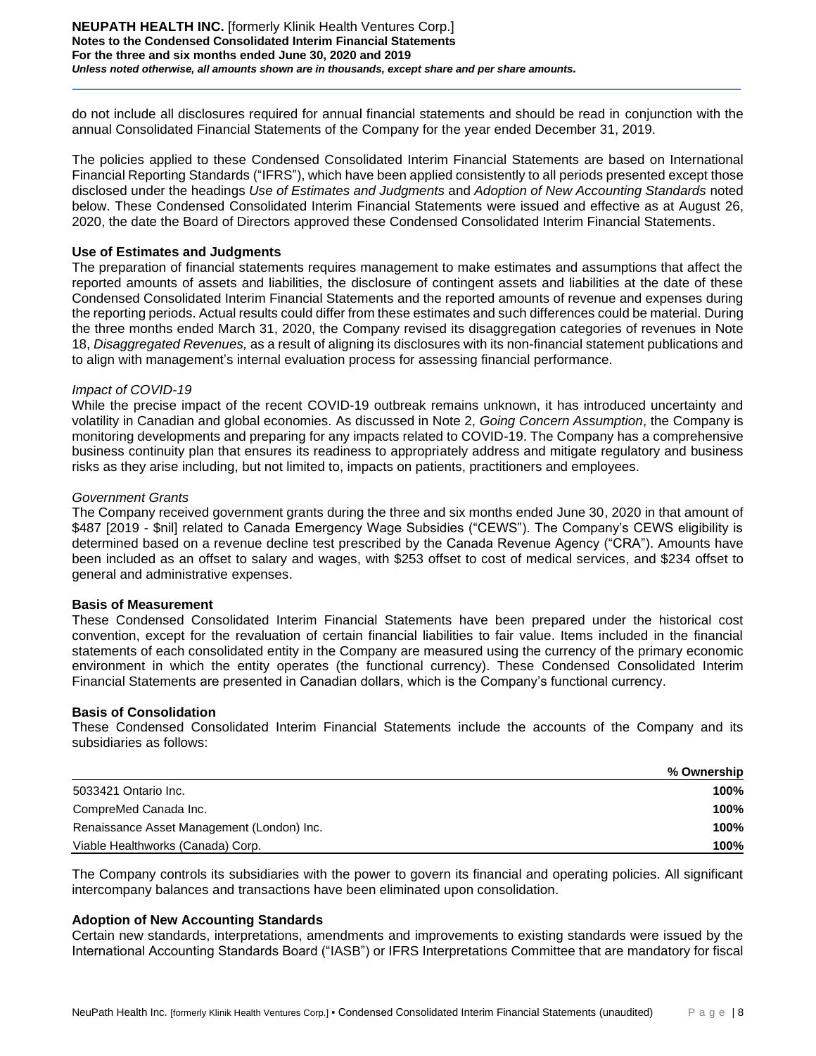do not include all disclosures required for annual financial statements and should be read in conjunction with the annual Consolidated Financial Statements of the Company for the year ended December 31, 2019.

The policies applied to these Condensed Consolidated Interim Financial Statements are based on International Financial Reporting Standards ("IFRS"), which have been applied consistently to all periods presented except those disclosed under the headings *Use of Estimates and Judgments* and *Adoption of New Accounting Standards* noted below. These Condensed Consolidated Interim Financial Statements were issued and effective as at August 26, 2020, the date the Board of Directors approved these Condensed Consolidated Interim Financial Statements.

**Use of Estimates and Judgments**

The preparation of financial statements requires management to make estimates and assumptions that affect the reported amounts of assets and liabilities, the disclosure of contingent assets and liabilities at the date of these Condensed Consolidated Interim Financial Statements and the reported amounts of revenue and expenses during the reporting periods. Actual results could differ from these estimates and such differences could be material. During the three months ended March 31, 2020, the Company revised its disaggregation categories of revenues in Note 18, *Disaggregated Revenues,* as a result of aligning its disclosures with its non-financial statement publications and to align with management's internal evaluation process for assessing financial performance.

*Impact of COVID-19*

While the precise impact of the recent COVID-19 outbreak remains unknown, it has introduced uncertainty and volatility in Canadian and global economies. As discussed in Note 2, *Going Concern Assumption*, the Company is monitoring developments and preparing for any impacts related to COVID-19. The Company has a comprehensive business continuity plan that ensures its readiness to appropriately address and mitigate regulatory and business risks as they arise including, but not limited to, impacts on patients, practitioners and employees.

*Government Grants*

The Company received government grants during the three and six months ended June 30, 2020 in that amount of $487 [2019 - $nil] related to Canada Emergency Wage Subsidies ("CEWS"). The Company's CEWS eligibility is determined based on a revenue decline test prescribed by the Canada Revenue Agency ("CRA"). Amounts have been included as an offset to salary and wages, with $253 offset to cost of medical services, and $234 offset to general and administrative expenses.

**Basis of Measurement**

These Condensed Consolidated Interim Financial Statements have been prepared under the historical cost convention, except for the revaluation of certain financial liabilities to fair value. Items included in the financial statements of each consolidated entity in the Company are measured using the currency of the primary economic environment in which the entity operates (the functional currency). These Condensed Consolidated Interim Financial Statements are presented in Canadian dollars, which is the Company's functional currency.

**Basis of Consolidation**

These Condensed Consolidated Interim Financial Statements include the accounts of the Company and its subsidiaries as follows:

| | % Ownership |
|---|---|
| 5033421 Ontario Inc. | **100%** |
| CompreMed Canada Inc. | **100%** |
| Renaissance Asset Management (London) Inc. | **100%** |
| Viable Healthworks (Canada) Corp. | **100%** |

The Company controls its subsidiaries with the power to govern its financial and operating policies. All significant intercompany balances and transactions have been eliminated upon consolidation.

**Adoption of New Accounting Standards**

Certain new standards, interpretations, amendments and improvements to existing standards were issued by the International Accounting Standards Board ("IASB") or IFRS Interpretations Committee that are mandatory for fiscal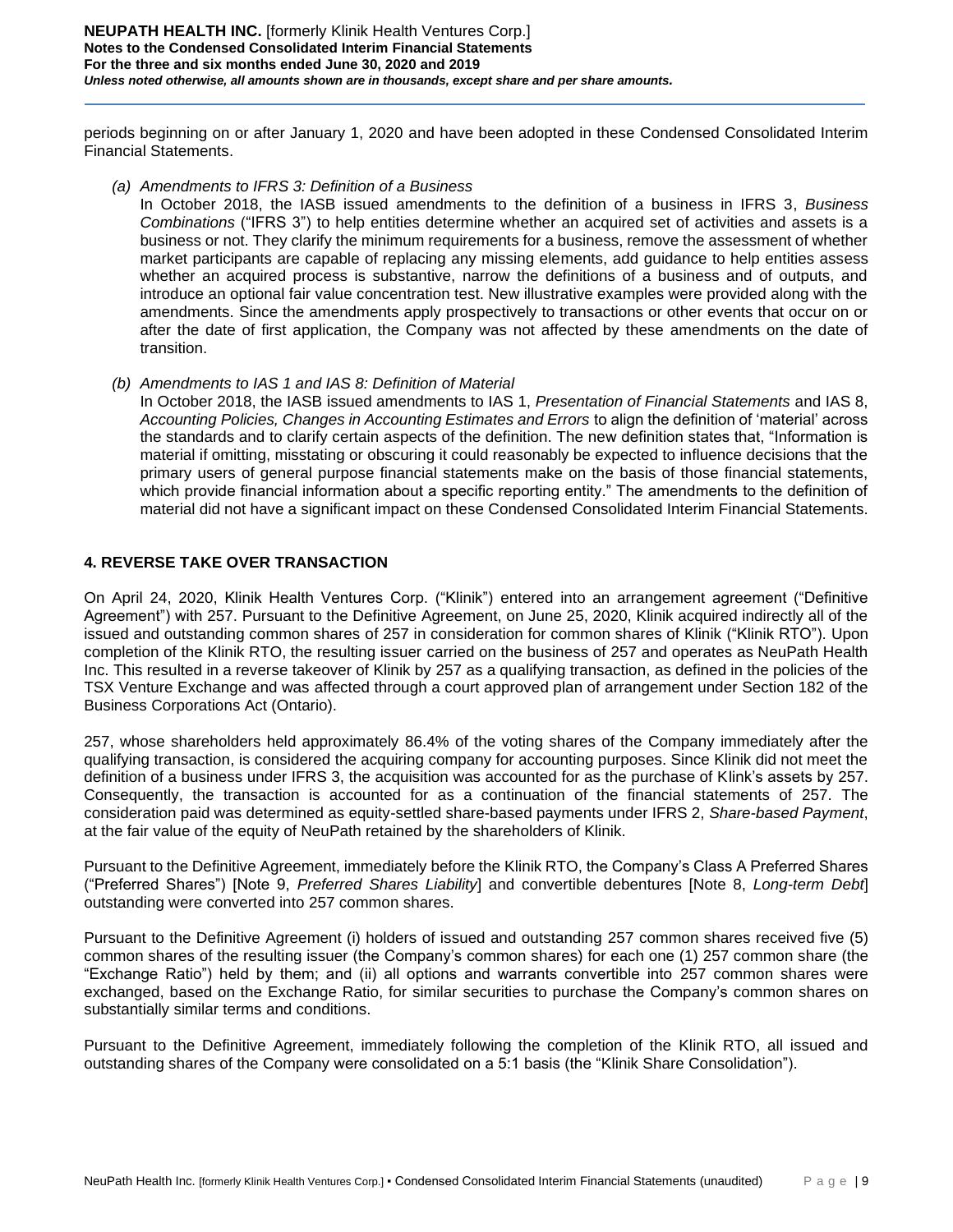periods beginning on or after January 1, 2020 and have been adopted in these Condensed Consolidated Interim Financial Statements.

*(a) Amendments to IFRS 3: Definition of a Business*

In October 2018, the IASB issued amendments to the definition of a business in IFRS 3, *Business Combinations* ("IFRS 3") to help entities determine whether an acquired set of activities and assets is a business or not. They clarify the minimum requirements for a business, remove the assessment of whether market participants are capable of replacing any missing elements, add guidance to help entities assess whether an acquired process is substantive, narrow the definitions of a business and of outputs, and introduce an optional fair value concentration test. New illustrative examples were provided along with the amendments. Since the amendments apply prospectively to transactions or other events that occur on or after the date of first application, the Company was not affected by these amendments on the date of transition.

*(b) Amendments to IAS 1 and IAS 8: Definition of Material*

In October 2018, the IASB issued amendments to IAS 1, *Presentation of Financial Statements* and IAS 8, *Accounting Policies, Changes in Accounting Estimates and Errors* to align the definition of 'material' across the standards and to clarify certain aspects of the definition. The new definition states that, "Information is material if omitting, misstating or obscuring it could reasonably be expected to influence decisions that the primary users of general purpose financial statements make on the basis of those financial statements, which provide financial information about a specific reporting entity." The amendments to the definition of material did not have a significant impact on these Condensed Consolidated Interim Financial Statements.

## 4. REVERSE TAKE OVER TRANSACTION

On April 24, 2020, Klinik Health Ventures Corp. ("Klinik") entered into an arrangement agreement ("Definitive Agreement") with 257. Pursuant to the Definitive Agreement, on June 25, 2020, Klinik acquired indirectly all of the issued and outstanding common shares of 257 in consideration for common shares of Klinik ("Klinik RTO"). Upon completion of the Klinik RTO, the resulting issuer carried on the business of 257 and operates as NeuPath Health Inc. This resulted in a reverse takeover of Klinik by 257 as a qualifying transaction, as defined in the policies of the TSX Venture Exchange and was affected through a court approved plan of arrangement under Section 182 of the Business Corporations Act (Ontario).

257, whose shareholders held approximately 86.4% of the voting shares of the Company immediately after the qualifying transaction, is considered the acquiring company for accounting purposes. Since Klinik did not meet the definition of a business under IFRS 3, the acquisition was accounted for as the purchase of Klink's assets by 257. Consequently, the transaction is accounted for as a continuation of the financial statements of 257. The consideration paid was determined as equity-settled share-based payments under IFRS 2, *Share-based Payment*, at the fair value of the equity of NeuPath retained by the shareholders of Klinik.

Pursuant to the Definitive Agreement, immediately before the Klinik RTO, the Company's Class A Preferred Shares ("Preferred Shares") [Note 9, *Preferred Shares Liability*] and convertible debentures [Note 8, *Long-term Debt*] outstanding were converted into 257 common shares.

Pursuant to the Definitive Agreement (i) holders of issued and outstanding 257 common shares received five (5) common shares of the resulting issuer (the Company's common shares) for each one (1) 257 common share (the "Exchange Ratio") held by them; and (ii) all options and warrants convertible into 257 common shares were exchanged, based on the Exchange Ratio, for similar securities to purchase the Company's common shares on substantially similar terms and conditions.

Pursuant to the Definitive Agreement, immediately following the completion of the Klinik RTO, all issued and outstanding shares of the Company were consolidated on a 5:1 basis (the "Klinik Share Consolidation").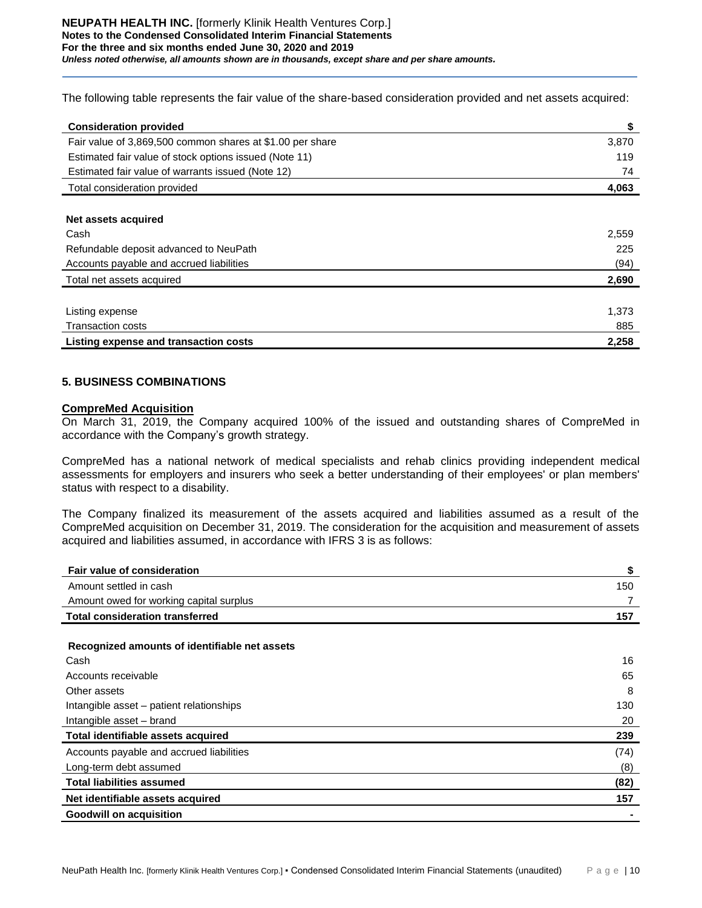The following table represents the fair value of the share-based consideration provided and net assets acquired:

| Consideration provided | $ |
|---|---|
| Fair value of 3,869,500 common shares at $1.00 per share | 3,870 |
| Estimated fair value of stock options issued (Note 11) | 119 |
| Estimated fair value of warrants issued (Note 12) | 74 |
| Total consideration provided | **4,063** |
| | |
| **Net assets acquired** | |
| Cash | 2,559 |
| Refundable deposit advanced to NeuPath | 225 |
| Accounts payable and accrued liabilities | (94) |
| Total net assets acquired | **2,690** |
| | |
| Listing expense | 1,373 |
| Transaction costs | 885 |
| **Listing expense and transaction costs** | **2,258** |

## 5. BUSINESS COMBINATIONS

**CompreMed Acquisition**

On March 31, 2019, the Company acquired 100% of the issued and outstanding shares of CompreMed in accordance with the Company's growth strategy.

CompreMed has a national network of medical specialists and rehab clinics providing independent medical assessments for employers and insurers who seek a better understanding of their employees' or plan members' status with respect to a disability.

The Company finalized its measurement of the assets acquired and liabilities assumed as a result of the CompreMed acquisition on December 31, 2019. The consideration for the acquisition and measurement of assets acquired and liabilities assumed, in accordance with IFRS 3 is as follows:

| Fair value of consideration | $ |
|---|---|
| Amount settled in cash | 150 |
| Amount owed for working capital surplus | 7 |
| **Total consideration transferred** | **157** |
| | |
| **Recognized amounts of identifiable net assets** | |
| Cash | 16 |
| Accounts receivable | 65 |
| Other assets | 8 |
| Intangible asset – patient relationships | 130 |
| Intangible asset – brand | 20 |
| **Total identifiable assets acquired** | **239** |
| Accounts payable and accrued liabilities | (74) |
| Long-term debt assumed | (8) |
| **Total liabilities assumed** | **(82)** |
| **Net identifiable assets acquired** | **157** |
| **Goodwill on acquisition** | **-** |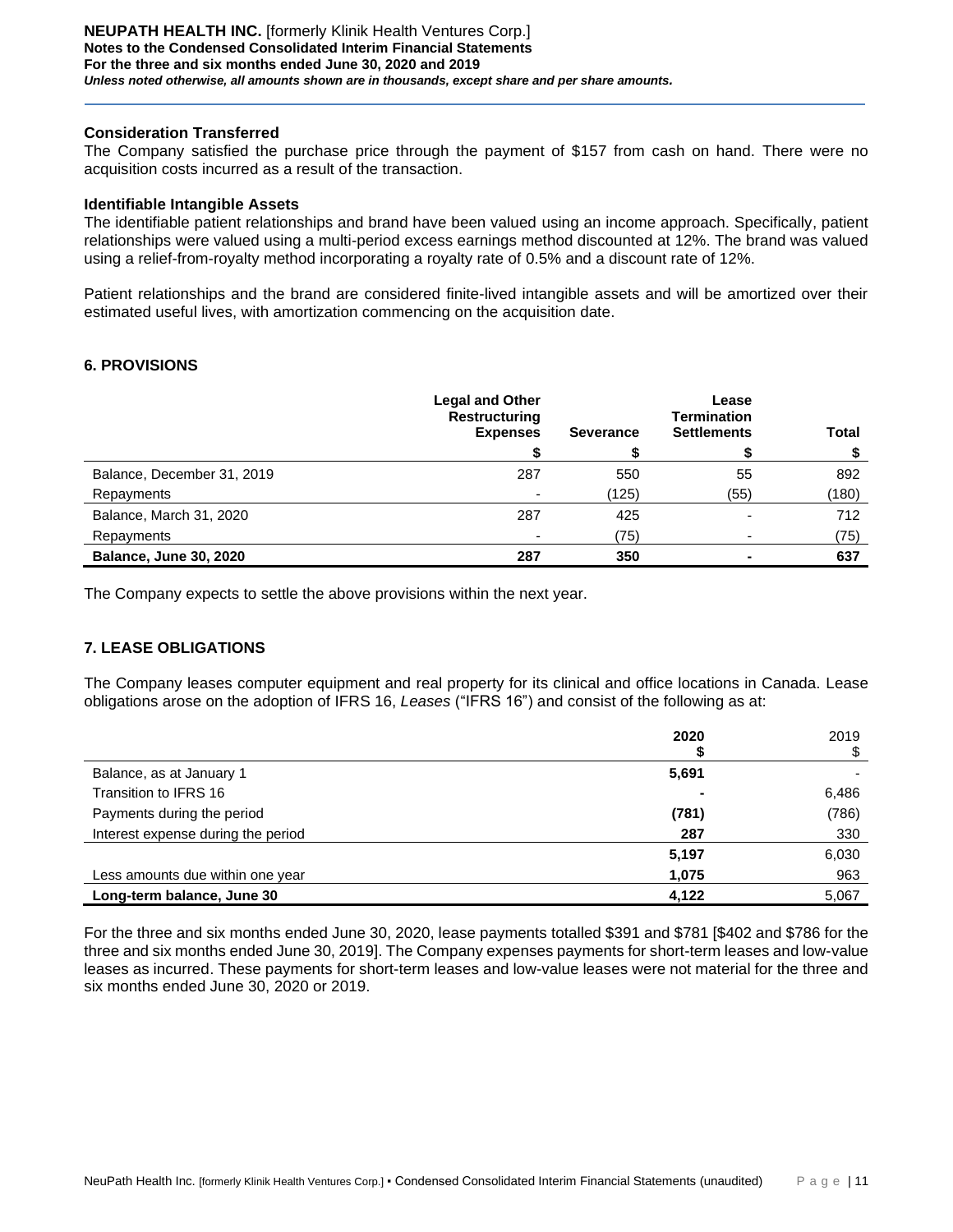**Consideration Transferred**

The Company satisfied the purchase price through the payment of $157 from cash on hand. There were no acquisition costs incurred as a result of the transaction.

**Identifiable Intangible Assets**

The identifiable patient relationships and brand have been valued using an income approach. Specifically, patient relationships were valued using a multi-period excess earnings method discounted at 12%. The brand was valued using a relief-from-royalty method incorporating a royalty rate of 0.5% and a discount rate of 12%.

Patient relationships and the brand are considered finite-lived intangible assets and will be amortized over their estimated useful lives, with amortization commencing on the acquisition date.

## 6. PROVISIONS

| | Legal and Other Restructuring Expenses | Severance | Lease Termination Settlements | Total |
|---|---|---|---|---|
| | $ | $ | $ | $ |
| Balance, December 31, 2019 | 287 | 550 | 55 | 892 |
| Repayments | - | (125) | (55) | (180) |
| Balance, March 31, 2020 | 287 | 425 | - | 712 |
| Repayments | - | (75) | - | (75) |
| **Balance, June 30, 2020** | **287** | **350** | **-** | **637** |

The Company expects to settle the above provisions within the next year.

## 7. LEASE OBLIGATIONS

The Company leases computer equipment and real property for its clinical and office locations in Canada. Lease obligations arose on the adoption of IFRS 16, *Leases* ("IFRS 16") and consist of the following as at:

| | **2020** | 2019 |
|---|---|---|
| | **$** | $ |
| Balance, as at January 1 | **5,691** | - |
| Transition to IFRS 16 | **-** | 6,486 |
| Payments during the period | **(781)** | (786) |
| Interest expense during the period | **287** | 330 |
| | **5,197** | 6,030 |
| Less amounts due within one year | **1,075** | 963 |
| **Long-term balance, June 30** | **4,122** | 5,067 |

For the three and six months ended June 30, 2020, lease payments totalled $391 and $781 [$402 and $786 for the three and six months ended June 30, 2019]. The Company expenses payments for short-term leases and low-value leases as incurred. These payments for short-term leases and low-value leases were not material for the three and six months ended June 30, 2020 or 2019.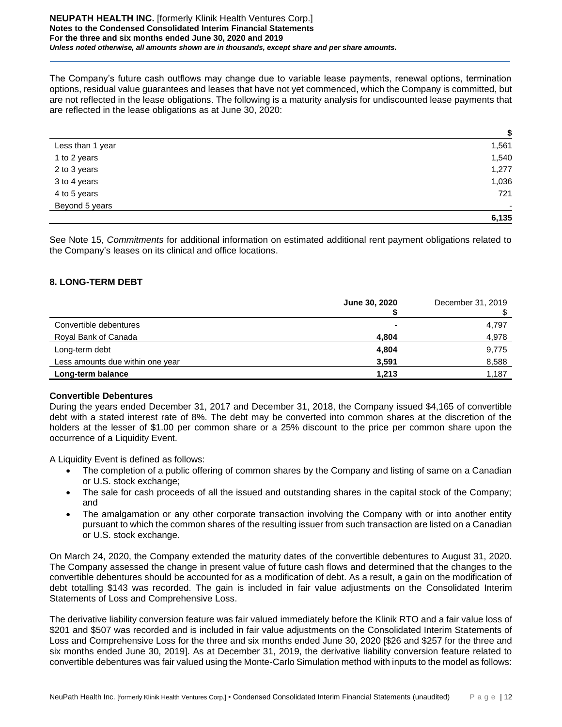The Company's future cash outflows may change due to variable lease payments, renewal options, termination options, residual value guarantees and leases that have not yet commenced, which the Company is committed, but are not reflected in the lease obligations. The following is a maturity analysis for undiscounted lease payments that are reflected in the lease obligations as at June 30, 2020:

| | $ |
|---|---|
| Less than 1 year | 1,561 |
| 1 to 2 years | 1,540 |
| 2 to 3 years | 1,277 |
| 3 to 4 years | 1,036 |
| 4 to 5 years | 721 |
| Beyond 5 years | - |
| | **6,135** |

See Note 15, *Commitments* for additional information on estimated additional rent payment obligations related to the Company's leases on its clinical and office locations.

## 8. LONG-TERM DEBT

| | **June 30, 2020** **$** | December 31, 2019 $ |
|---|---|---|
| Convertible debentures | **-** | 4,797 |
| Royal Bank of Canada | **4,804** | 4,978 |
| Long-term debt | **4,804** | 9,775 |
| Less amounts due within one year | **3,591** | 8,588 |
| **Long-term balance** | **1,213** | 1,187 |

**Convertible Debentures**

During the years ended December 31, 2017 and December 31, 2018, the Company issued $4,165 of convertible debt with a stated interest rate of 8%. The debt may be converted into common shares at the discretion of the holders at the lesser of $1.00 per common share or a 25% discount to the price per common share upon the occurrence of a Liquidity Event.

A Liquidity Event is defined as follows:

- The completion of a public offering of common shares by the Company and listing of same on a Canadian or U.S. stock exchange;
- The sale for cash proceeds of all the issued and outstanding shares in the capital stock of the Company; and
- The amalgamation or any other corporate transaction involving the Company with or into another entity pursuant to which the common shares of the resulting issuer from such transaction are listed on a Canadian or U.S. stock exchange.

On March 24, 2020, the Company extended the maturity dates of the convertible debentures to August 31, 2020. The Company assessed the change in present value of future cash flows and determined that the changes to the convertible debentures should be accounted for as a modification of debt. As a result, a gain on the modification of debt totalling $143 was recorded. The gain is included in fair value adjustments on the Consolidated Interim Statements of Loss and Comprehensive Loss.

The derivative liability conversion feature was fair valued immediately before the Klinik RTO and a fair value loss of $201 and $507 was recorded and is included in fair value adjustments on the Consolidated Interim Statements of Loss and Comprehensive Loss for the three and six months ended June 30, 2020 [$26 and $257 for the three and six months ended June 30, 2019]. As at December 31, 2019, the derivative liability conversion feature related to convertible debentures was fair valued using the Monte-Carlo Simulation method with inputs to the model as follows: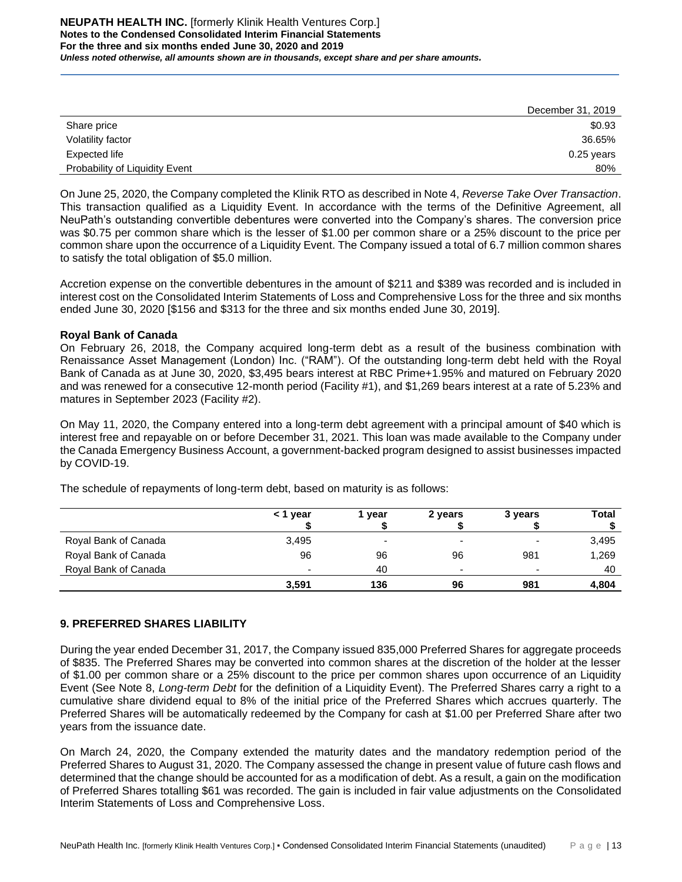| | December 31, 2019 |
|---|---|
| Share price | $0.93 |
| Volatility factor | 36.65% |
| Expected life | 0.25 years |
| Probability of Liquidity Event | 80% |

On June 25, 2020, the Company completed the Klinik RTO as described in Note 4, *Reverse Take Over Transaction*. This transaction qualified as a Liquidity Event. In accordance with the terms of the Definitive Agreement, all NeuPath's outstanding convertible debentures were converted into the Company's shares. The conversion price was $0.75 per common share which is the lesser of $1.00 per common share or a 25% discount to the price per common share upon the occurrence of a Liquidity Event. The Company issued a total of 6.7 million common shares to satisfy the total obligation of $5.0 million.

Accretion expense on the convertible debentures in the amount of $211 and $389 was recorded and is included in interest cost on the Consolidated Interim Statements of Loss and Comprehensive Loss for the three and six months ended June 30, 2020 [$156 and $313 for the three and six months ended June 30, 2019].

**Royal Bank of Canada**

On February 26, 2018, the Company acquired long-term debt as a result of the business combination with Renaissance Asset Management (London) Inc. ("RAM"). Of the outstanding long-term debt held with the Royal Bank of Canada as at June 30, 2020, $3,495 bears interest at RBC Prime+1.95% and matured on February 2020 and was renewed for a consecutive 12-month period (Facility #1), and $1,269 bears interest at a rate of 5.23% and matures in September 2023 (Facility #2).

On May 11, 2020, the Company entered into a long-term debt agreement with a principal amount of $40 which is interest free and repayable on or before December 31, 2021. This loan was made available to the Company under the Canada Emergency Business Account, a government-backed program designed to assist businesses impacted by COVID-19.

The schedule of repayments of long-term debt, based on maturity is as follows:

| | < 1 year $ | 1 year $ | 2 years $ | 3 years $ | Total $ |
|---|---|---|---|---|---|
| Royal Bank of Canada | 3,495 | - | - | - | 3,495 |
| Royal Bank of Canada | 96 | 96 | 96 | 981 | 1,269 |
| Royal Bank of Canada | - | 40 | - | - | 40 |
| | **3,591** | **136** | **96** | **981** | **4,804** |

## 9. PREFERRED SHARES LIABILITY

During the year ended December 31, 2017, the Company issued 835,000 Preferred Shares for aggregate proceeds of $835. The Preferred Shares may be converted into common shares at the discretion of the holder at the lesser of $1.00 per common share or a 25% discount to the price per common shares upon occurrence of an Liquidity Event (See Note 8, *Long-term Debt* for the definition of a Liquidity Event). The Preferred Shares carry a right to a cumulative share dividend equal to 8% of the initial price of the Preferred Shares which accrues quarterly. The Preferred Shares will be automatically redeemed by the Company for cash at $1.00 per Preferred Share after two years from the issuance date.

On March 24, 2020, the Company extended the maturity dates and the mandatory redemption period of the Preferred Shares to August 31, 2020. The Company assessed the change in present value of future cash flows and determined that the change should be accounted for as a modification of debt. As a result, a gain on the modification of Preferred Shares totalling $61 was recorded. The gain is included in fair value adjustments on the Consolidated Interim Statements of Loss and Comprehensive Loss.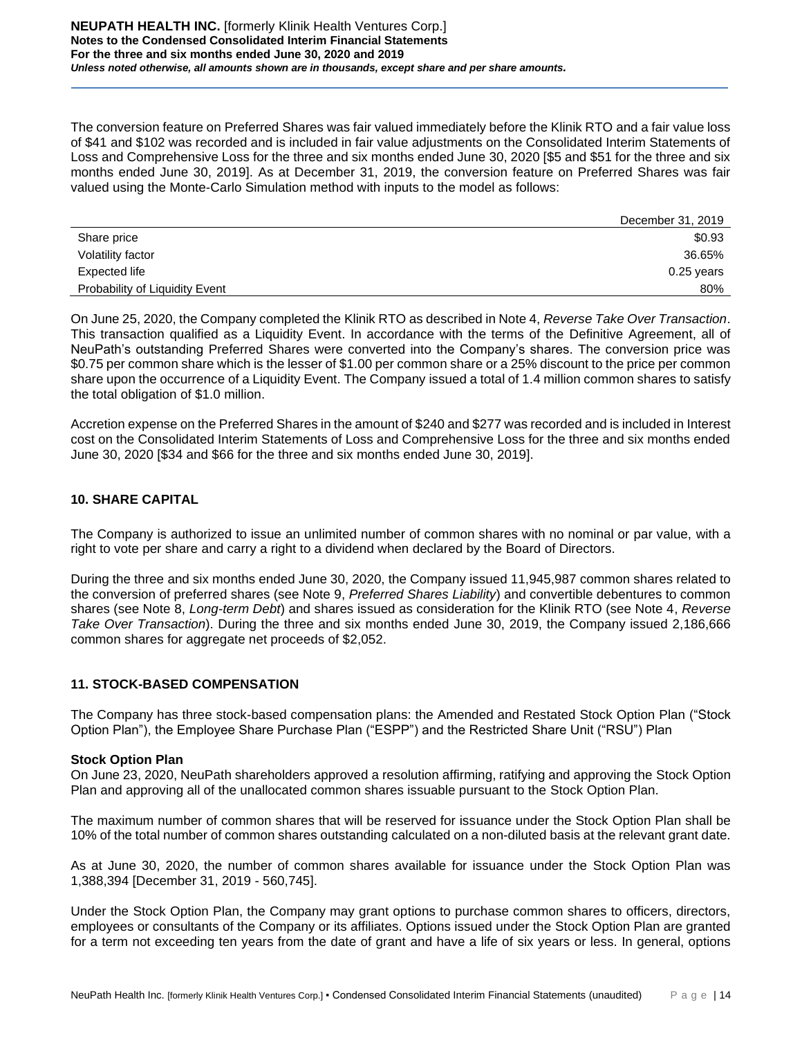The conversion feature on Preferred Shares was fair valued immediately before the Klinik RTO and a fair value loss of $41 and $102 was recorded and is included in fair value adjustments on the Consolidated Interim Statements of Loss and Comprehensive Loss for the three and six months ended June 30, 2020 [$5 and $51 for the three and six months ended June 30, 2019]. As at December 31, 2019, the conversion feature on Preferred Shares was fair valued using the Monte-Carlo Simulation method with inputs to the model as follows:

| | December 31, 2019 |
|---|---|
| Share price | $0.93 |
| Volatility factor | 36.65% |
| Expected life | 0.25 years |
| Probability of Liquidity Event | 80% |

On June 25, 2020, the Company completed the Klinik RTO as described in Note 4, *Reverse Take Over Transaction*. This transaction qualified as a Liquidity Event. In accordance with the terms of the Definitive Agreement, all of NeuPath's outstanding Preferred Shares were converted into the Company's shares. The conversion price was $0.75 per common share which is the lesser of $1.00 per common share or a 25% discount to the price per common share upon the occurrence of a Liquidity Event. The Company issued a total of 1.4 million common shares to satisfy the total obligation of $1.0 million.

Accretion expense on the Preferred Shares in the amount of $240 and $277 was recorded and is included in Interest cost on the Consolidated Interim Statements of Loss and Comprehensive Loss for the three and six months ended June 30, 2020 [$34 and $66 for the three and six months ended June 30, 2019].

## 10. SHARE CAPITAL

The Company is authorized to issue an unlimited number of common shares with no nominal or par value, with a right to vote per share and carry a right to a dividend when declared by the Board of Directors.

During the three and six months ended June 30, 2020, the Company issued 11,945,987 common shares related to the conversion of preferred shares (see Note 9, *Preferred Shares Liability*) and convertible debentures to common shares (see Note 8, *Long-term Debt*) and shares issued as consideration for the Klinik RTO (see Note 4, *Reverse Take Over Transaction*). During the three and six months ended June 30, 2019, the Company issued 2,186,666 common shares for aggregate net proceeds of $2,052.

## 11. STOCK-BASED COMPENSATION

The Company has three stock-based compensation plans: the Amended and Restated Stock Option Plan ("Stock Option Plan"), the Employee Share Purchase Plan ("ESPP") and the Restricted Share Unit ("RSU") Plan

**Stock Option Plan**

On June 23, 2020, NeuPath shareholders approved a resolution affirming, ratifying and approving the Stock Option Plan and approving all of the unallocated common shares issuable pursuant to the Stock Option Plan.

The maximum number of common shares that will be reserved for issuance under the Stock Option Plan shall be 10% of the total number of common shares outstanding calculated on a non-diluted basis at the relevant grant date.

As at June 30, 2020, the number of common shares available for issuance under the Stock Option Plan was 1,388,394 [December 31, 2019 - 560,745].

Under the Stock Option Plan, the Company may grant options to purchase common shares to officers, directors, employees or consultants of the Company or its affiliates. Options issued under the Stock Option Plan are granted for a term not exceeding ten years from the date of grant and have a life of six years or less. In general, options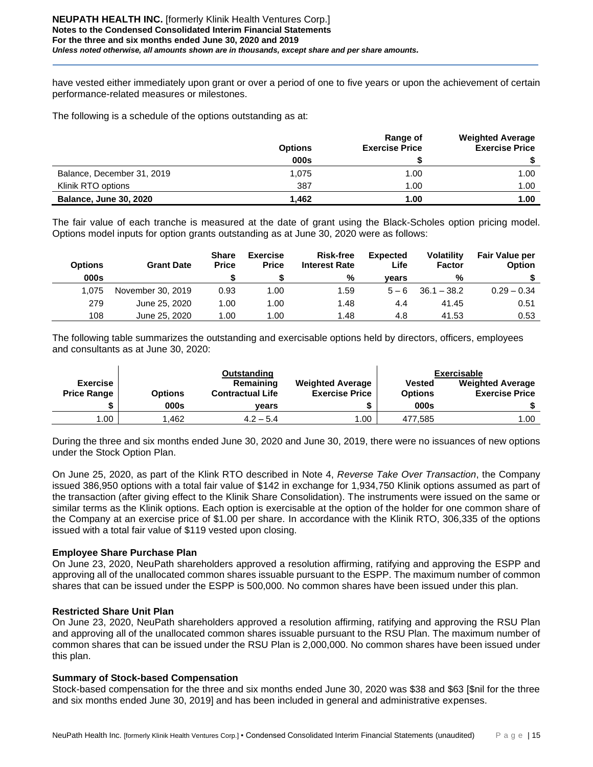have vested either immediately upon grant or over a period of one to five years or upon the achievement of certain performance-related measures or milestones.

The following is a schedule of the options outstanding as at:

| | Options | Range of Exercise Price | Weighted Average Exercise Price |
|---|---|---|---|
| | 000s | $ | $ |
| Balance, December 31, 2019 | 1,075 | 1.00 | 1.00 |
| Klinik RTO options | 387 | 1.00 | 1.00 |
| **Balance, June 30, 2020** | **1,462** | **1.00** | **1.00** |

The fair value of each tranche is measured at the date of grant using the Black-Scholes option pricing model. Options model inputs for option grants outstanding as at June 30, 2020 were as follows:

| Options | Grant Date | Share Price | Exercise Price | Risk-free Interest Rate | Expected Life | Volatility Factor | Fair Value per Option |
|---|---|---|---|---|---|---|---|
| 000s | | $ | $ | % | years | % | $ |
| 1,075 | November 30, 2019 | 0.93 | 1.00 | 1.59 | 5 – 6 | 36.1 – 38.2 | 0.29 – 0.34 |
| 279 | June 25, 2020 | 1.00 | 1.00 | 1.48 | 4.4 | 41.45 | 0.51 |
| 108 | June 25, 2020 | 1.00 | 1.00 | 1.48 | 4.8 | 41.53 | 0.53 |

The following table summarizes the outstanding and exercisable options held by directors, officers, employees and consultants as at June 30, 2020:

| | Outstanding | | | Exercisable | |
|---|---|---|---|---|---|
| Exercise Price Range | Options | Remaining Contractual Life | Weighted Average Exercise Price | Vested Options | Weighted Average Exercise Price |
| $ | 000s | years | $ | 000s | $ |
| 1.00 | 1,462 | 4.2 – 5.4 | 1.00 | 477,585 | 1.00 |

During the three and six months ended June 30, 2020 and June 30, 2019, there were no issuances of new options under the Stock Option Plan.

On June 25, 2020, as part of the Klink RTO described in Note 4, *Reverse Take Over Transaction*, the Company issued 386,950 options with a total fair value of $142 in exchange for 1,934,750 Klinik options assumed as part of the transaction (after giving effect to the Klinik Share Consolidation). The instruments were issued on the same or similar terms as the Klinik options. Each option is exercisable at the option of the holder for one common share of the Company at an exercise price of $1.00 per share. In accordance with the Klinik RTO, 306,335 of the options issued with a total fair value of $119 vested upon closing.

**Employee Share Purchase Plan**

On June 23, 2020, NeuPath shareholders approved a resolution affirming, ratifying and approving the ESPP and approving all of the unallocated common shares issuable pursuant to the ESPP. The maximum number of common shares that can be issued under the ESPP is 500,000. No common shares have been issued under this plan.

**Restricted Share Unit Plan**

On June 23, 2020, NeuPath shareholders approved a resolution affirming, ratifying and approving the RSU Plan and approving all of the unallocated common shares issuable pursuant to the RSU Plan. The maximum number of common shares that can be issued under the RSU Plan is 2,000,000. No common shares have been issued under this plan.

**Summary of Stock-based Compensation**

Stock-based compensation for the three and six months ended June 30, 2020 was $38 and $63 [$nil for the three and six months ended June 30, 2019] and has been included in general and administrative expenses.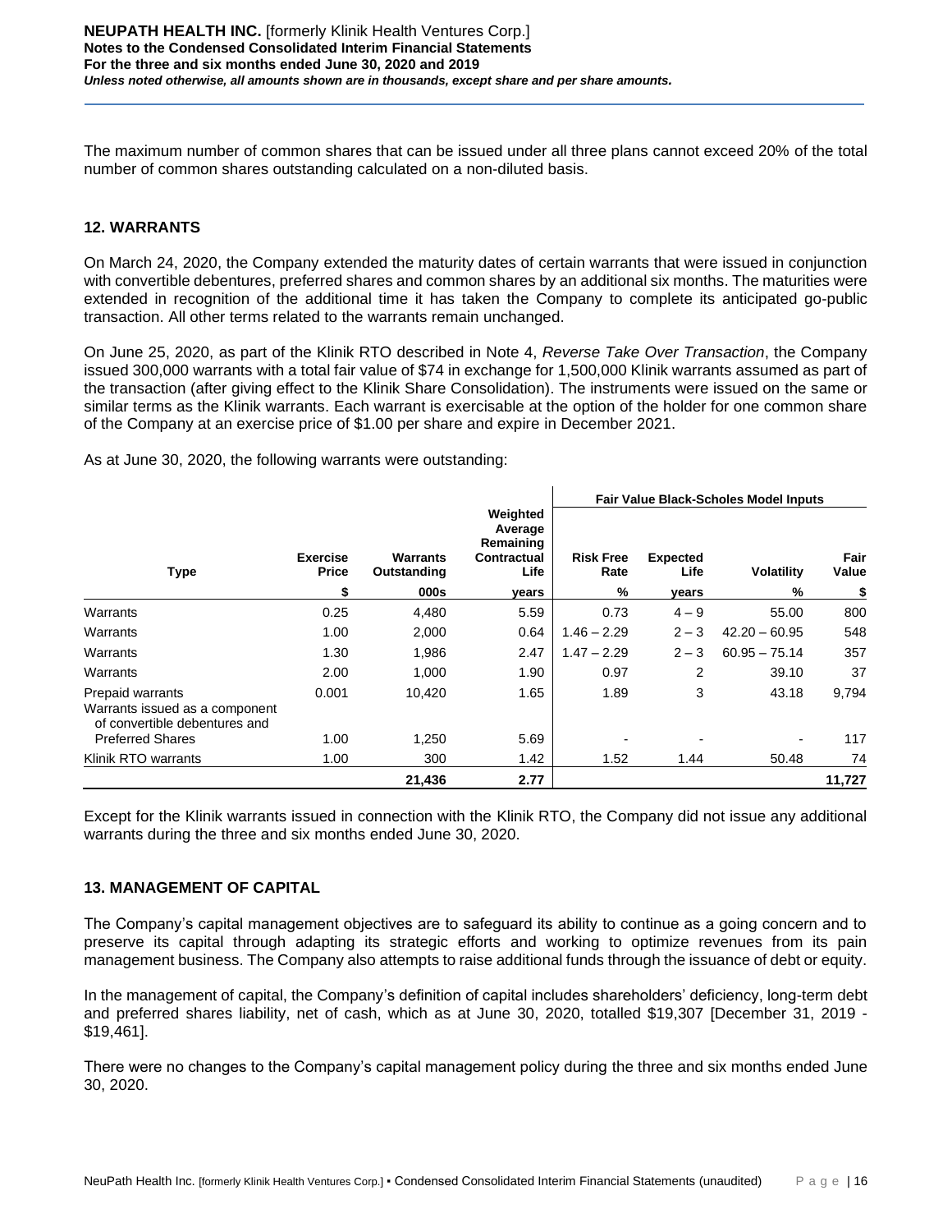The maximum number of common shares that can be issued under all three plans cannot exceed 20% of the total number of common shares outstanding calculated on a non-diluted basis.

## 12. WARRANTS

On March 24, 2020, the Company extended the maturity dates of certain warrants that were issued in conjunction with convertible debentures, preferred shares and common shares by an additional six months. The maturities were extended in recognition of the additional time it has taken the Company to complete its anticipated go-public transaction. All other terms related to the warrants remain unchanged.

On June 25, 2020, as part of the Klinik RTO described in Note 4, *Reverse Take Over Transaction*, the Company issued 300,000 warrants with a total fair value of $74 in exchange for 1,500,000 Klinik warrants assumed as part of the transaction (after giving effect to the Klinik Share Consolidation). The instruments were issued on the same or similar terms as the Klinik warrants. Each warrant is exercisable at the option of the holder for one common share of the Company at an exercise price of $1.00 per share and expire in December 2021.

As at June 30, 2020, the following warrants were outstanding:

| | | | | Fair Value Black-Scholes Model Inputs | | | |
|---|---|---|---|---|---|---|---|
| **Type** | **Exercise Price** | **Warrants Outstanding** | **Weighted Average Remaining Contractual Life** | **Risk Free Rate** | **Expected Life** | **Volatility** | **Fair Value** |
| | $ | 000s | years | % | years | % | $ |
| Warrants | 0.25 | 4,480 | 5.59 | 0.73 | 4 – 9 | 55.00 | 800 |
| Warrants | 1.00 | 2,000 | 0.64 | 1.46 – 2.29 | 2 – 3 | 42.20 – 60.95 | 548 |
| Warrants | 1.30 | 1,986 | 2.47 | 1.47 – 2.29 | 2 – 3 | 60.95 – 75.14 | 357 |
| Warrants | 2.00 | 1,000 | 1.90 | 0.97 | 2 | 39.10 | 37 |
| Prepaid warrants | 0.001 | 10,420 | 1.65 | 1.89 | 3 | 43.18 | 9,794 |
| Warrants issued as a component of convertible debentures and Preferred Shares | 1.00 | 1,250 | 5.69 | - | - | - | 117 |
| Klinik RTO warrants | 1.00 | 300 | 1.42 | 1.52 | 1.44 | 50.48 | 74 |
| | | **21,436** | **2.77** | | | | **11,727** |

Except for the Klinik warrants issued in connection with the Klinik RTO, the Company did not issue any additional warrants during the three and six months ended June 30, 2020.

## 13. MANAGEMENT OF CAPITAL

The Company's capital management objectives are to safeguard its ability to continue as a going concern and to preserve its capital through adapting its strategic efforts and working to optimize revenues from its pain management business. The Company also attempts to raise additional funds through the issuance of debt or equity.

In the management of capital, the Company's definition of capital includes shareholders' deficiency, long-term debt and preferred shares liability, net of cash, which as at June 30, 2020, totalled $19,307 [December 31, 2019 - $19,461].

There were no changes to the Company's capital management policy during the three and six months ended June 30, 2020.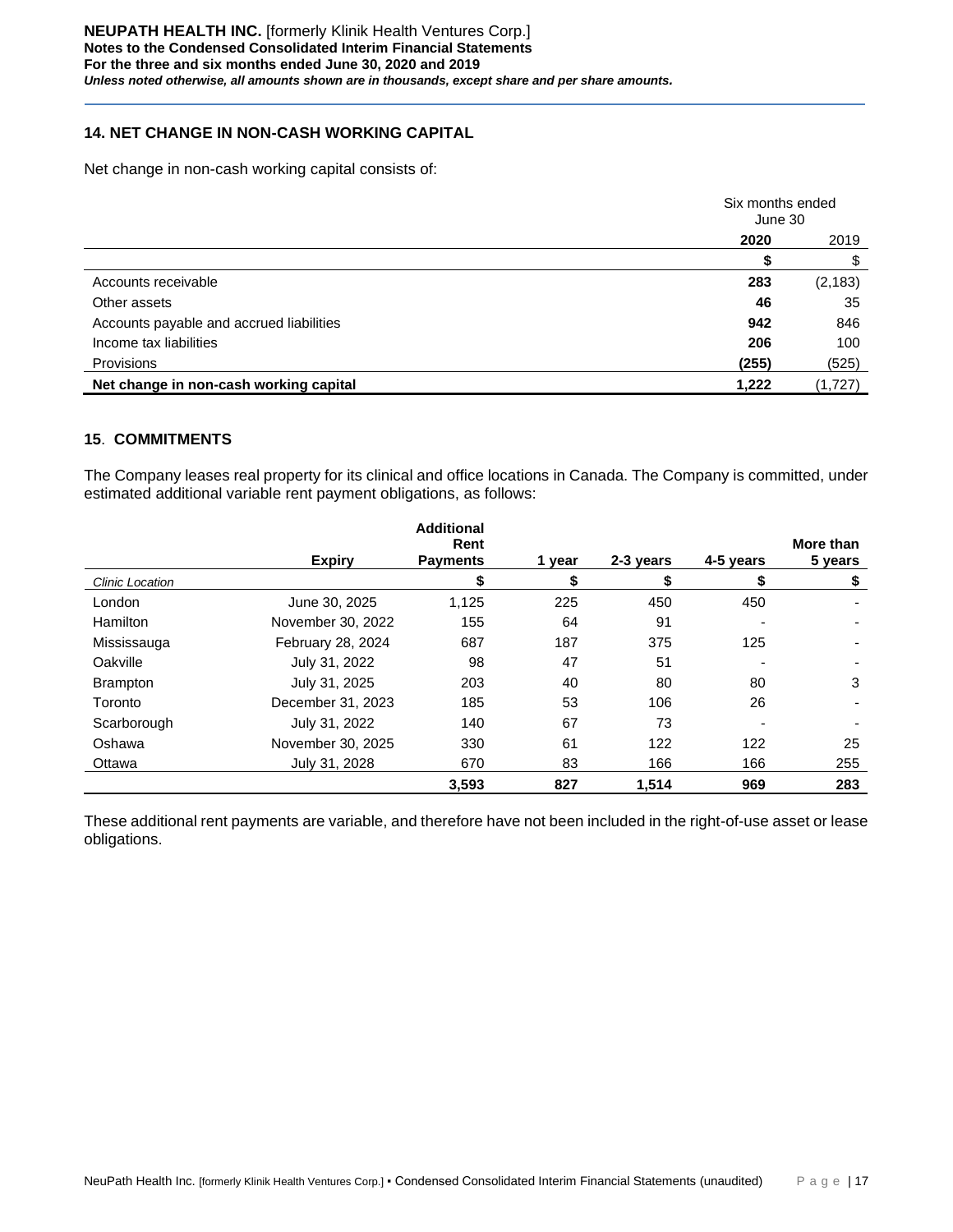## 14. NET CHANGE IN NON-CASH WORKING CAPITAL

Net change in non-cash working capital consists of:

| | Six months ended June 30 | |
|---|---|---|
| | **2020** | 2019 |
| | **$** | $ |
| Accounts receivable | **283** | (2,183) |
| Other assets | **46** | 35 |
| Accounts payable and accrued liabilities | **942** | 846 |
| Income tax liabilities | **206** | 100 |
| Provisions | **(255)** | (525) |
| **Net change in non-cash working capital** | **1,222** | (1,727) |

## 15. COMMITMENTS

The Company leases real property for its clinical and office locations in Canada. The Company is committed, under estimated additional variable rent payment obligations, as follows:

| | **Expiry** | **Additional Rent Payments** | **1 year** | **2-3 years** | **4-5 years** | **More than 5 years** |
|---|---|---|---|---|---|---|
| *Clinic Location* | | **$** | **$** | **$** | **$** | **$** |
| London | June 30, 2025 | 1,125 | 225 | 450 | 450 | - |
| Hamilton | November 30, 2022 | 155 | 64 | 91 | - | - |
| Mississauga | February 28, 2024 | 687 | 187 | 375 | 125 | - |
| Oakville | July 31, 2022 | 98 | 47 | 51 | - | - |
| Brampton | July 31, 2025 | 203 | 40 | 80 | 80 | 3 |
| Toronto | December 31, 2023 | 185 | 53 | 106 | 26 | - |
| Scarborough | July 31, 2022 | 140 | 67 | 73 | - | - |
| Oshawa | November 30, 2025 | 330 | 61 | 122 | 122 | 25 |
| Ottawa | July 31, 2028 | 670 | 83 | 166 | 166 | 255 |
| | | **3,593** | **827** | **1,514** | **969** | **283** |

These additional rent payments are variable, and therefore have not been included in the right-of-use asset or lease obligations.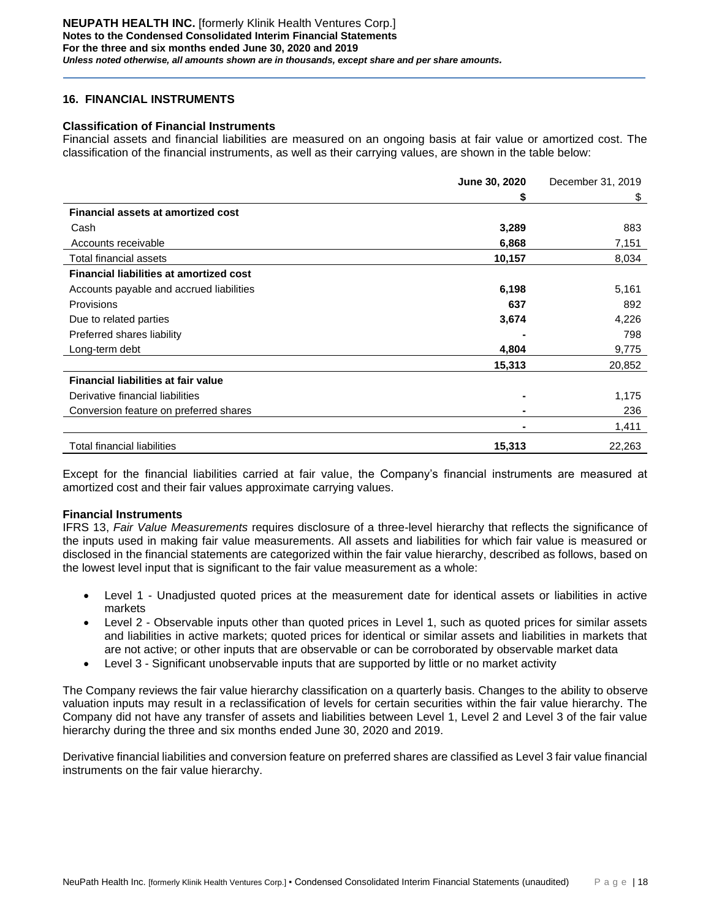## 16. FINANCIAL INSTRUMENTS

### Classification of Financial Instruments

Financial assets and financial liabilities are measured on an ongoing basis at fair value or amortized cost. The classification of the financial instruments, as well as their carrying values, are shown in the table below:

| | **June 30, 2020** | December 31, 2019 |
|---|---|---|
| | **$** | $ |
| **Financial assets at amortized cost** | | |
| Cash | **3,289** | 883 |
| Accounts receivable | **6,868** | 7,151 |
| Total financial assets | **10,157** | 8,034 |
| **Financial liabilities at amortized cost** | | |
| Accounts payable and accrued liabilities | **6,198** | 5,161 |
| Provisions | **637** | 892 |
| Due to related parties | **3,674** | 4,226 |
| Preferred shares liability | **-** | 798 |
| Long-term debt | **4,804** | 9,775 |
| | **15,313** | 20,852 |
| **Financial liabilities at fair value** | | |
| Derivative financial liabilities | **-** | 1,175 |
| Conversion feature on preferred shares | **-** | 236 |
| | **-** | 1,411 |
| Total financial liabilities | **15,313** | 22,263 |

Except for the financial liabilities carried at fair value, the Company's financial instruments are measured at amortized cost and their fair values approximate carrying values.

### Financial Instruments

IFRS 13, *Fair Value Measurements* requires disclosure of a three-level hierarchy that reflects the significance of the inputs used in making fair value measurements. All assets and liabilities for which fair value is measured or disclosed in the financial statements are categorized within the fair value hierarchy, described as follows, based on the lowest level input that is significant to the fair value measurement as a whole:

- Level 1 - Unadjusted quoted prices at the measurement date for identical assets or liabilities in active markets
- Level 2 - Observable inputs other than quoted prices in Level 1, such as quoted prices for similar assets and liabilities in active markets; quoted prices for identical or similar assets and liabilities in markets that are not active; or other inputs that are observable or can be corroborated by observable market data
- Level 3 - Significant unobservable inputs that are supported by little or no market activity

The Company reviews the fair value hierarchy classification on a quarterly basis. Changes to the ability to observe valuation inputs may result in a reclassification of levels for certain securities within the fair value hierarchy. The Company did not have any transfer of assets and liabilities between Level 1, Level 2 and Level 3 of the fair value hierarchy during the three and six months ended June 30, 2020 and 2019.

Derivative financial liabilities and conversion feature on preferred shares are classified as Level 3 fair value financial instruments on the fair value hierarchy.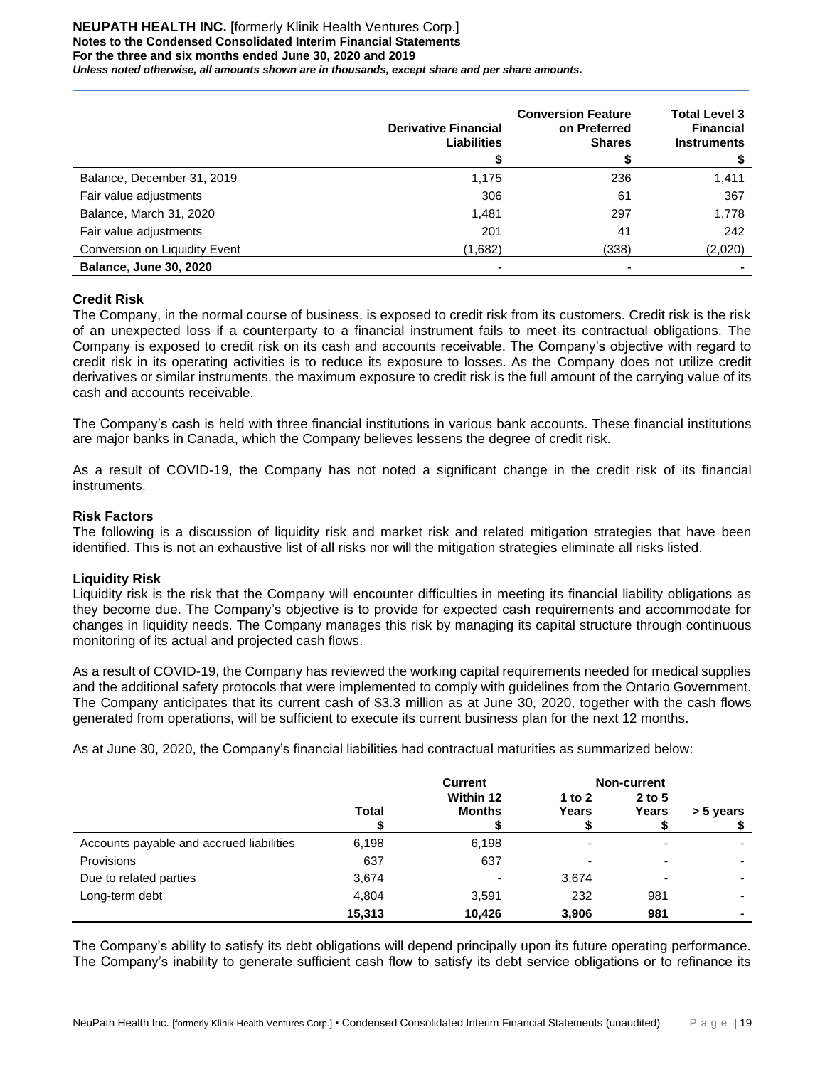| | Derivative Financial Liabilities | Conversion Feature on Preferred Shares | Total Level 3 Financial Instruments |
|---|---|---|---|
| | $ | $ | $ |
| Balance, December 31, 2019 | 1,175 | 236 | 1,411 |
| Fair value adjustments | 306 | 61 | 367 |
| Balance, March 31, 2020 | 1,481 | 297 | 1,778 |
| Fair value adjustments | 201 | 41 | 242 |
| Conversion on Liquidity Event | (1,682) | (338) | (2,020) |
| **Balance, June 30, 2020** | **-** | **-** | **-** |

**Credit Risk**

The Company, in the normal course of business, is exposed to credit risk from its customers. Credit risk is the risk of an unexpected loss if a counterparty to a financial instrument fails to meet its contractual obligations. The Company is exposed to credit risk on its cash and accounts receivable. The Company's objective with regard to credit risk in its operating activities is to reduce its exposure to losses. As the Company does not utilize credit derivatives or similar instruments, the maximum exposure to credit risk is the full amount of the carrying value of its cash and accounts receivable.

The Company's cash is held with three financial institutions in various bank accounts. These financial institutions are major banks in Canada, which the Company believes lessens the degree of credit risk.

As a result of COVID-19, the Company has not noted a significant change in the credit risk of its financial instruments.

**Risk Factors**

The following is a discussion of liquidity risk and market risk and related mitigation strategies that have been identified. This is not an exhaustive list of all risks nor will the mitigation strategies eliminate all risks listed.

**Liquidity Risk**

Liquidity risk is the risk that the Company will encounter difficulties in meeting its financial liability obligations as they become due. The Company's objective is to provide for expected cash requirements and accommodate for changes in liquidity needs. The Company manages this risk by managing its capital structure through continuous monitoring of its actual and projected cash flows.

As a result of COVID-19, the Company has reviewed the working capital requirements needed for medical supplies and the additional safety protocols that were implemented to comply with guidelines from the Ontario Government. The Company anticipates that its current cash of $3.3 million as at June 30, 2020, together with the cash flows generated from operations, will be sufficient to execute its current business plan for the next 12 months.

As at June 30, 2020, the Company's financial liabilities had contractual maturities as summarized below:

| | | Current | Non-current | | |
|---|---|---|---|---|---|
| | Total | Within 12 Months | 1 to 2 Years | 2 to 5 Years | > 5 years |
| | $ | $ | $ | $ | $ |
| Accounts payable and accrued liabilities | 6,198 | 6,198 | - | - | - |
| Provisions | 637 | 637 | - | - | - |
| Due to related parties | 3,674 | - | 3,674 | - | - |
| Long-term debt | 4,804 | 3,591 | 232 | 981 | - |
| | **15,313** | **10,426** | **3,906** | **981** | **-** |

The Company's ability to satisfy its debt obligations will depend principally upon its future operating performance. The Company's inability to generate sufficient cash flow to satisfy its debt service obligations or to refinance its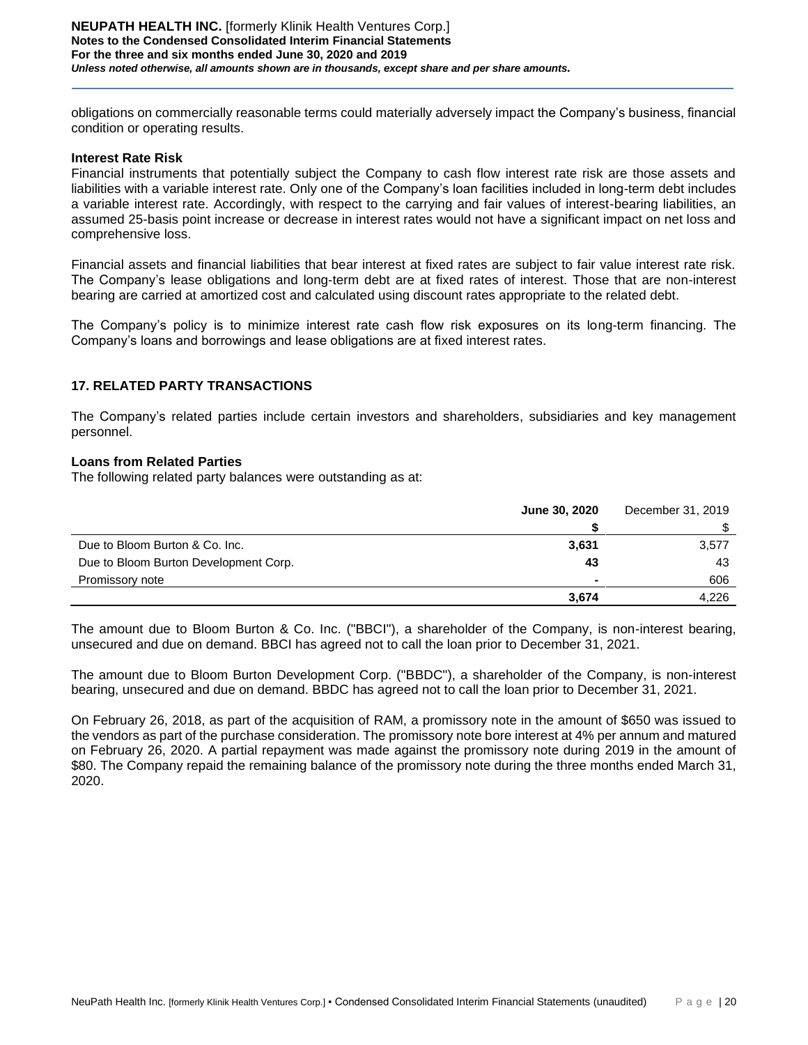obligations on commercially reasonable terms could materially adversely impact the Company's business, financial condition or operating results.

**Interest Rate Risk**

Financial instruments that potentially subject the Company to cash flow interest rate risk are those assets and liabilities with a variable interest rate. Only one of the Company's loan facilities included in long-term debt includes a variable interest rate. Accordingly, with respect to the carrying and fair values of interest-bearing liabilities, an assumed 25-basis point increase or decrease in interest rates would not have a significant impact on net loss and comprehensive loss.

Financial assets and financial liabilities that bear interest at fixed rates are subject to fair value interest rate risk. The Company's lease obligations and long-term debt are at fixed rates of interest. Those that are non-interest bearing are carried at amortized cost and calculated using discount rates appropriate to the related debt.

The Company's policy is to minimize interest rate cash flow risk exposures on its long-term financing. The Company's loans and borrowings and lease obligations are at fixed interest rates.

## 17. RELATED PARTY TRANSACTIONS

The Company's related parties include certain investors and shareholders, subsidiaries and key management personnel.

**Loans from Related Parties**

The following related party balances were outstanding as at:

| | **June 30, 2020** | December 31, 2019 |
|---|---|---|
| | **$** | $ |
| Due to Bloom Burton & Co. Inc. | **3,631** | 3,577 |
| Due to Bloom Burton Development Corp. | **43** | 43 |
| Promissory note | **-** | 606 |
| | **3,674** | 4,226 |

The amount due to Bloom Burton & Co. Inc. ("BBCI"), a shareholder of the Company, is non-interest bearing, unsecured and due on demand. BBCI has agreed not to call the loan prior to December 31, 2021.

The amount due to Bloom Burton Development Corp. ("BBDC"), a shareholder of the Company, is non-interest bearing, unsecured and due on demand. BBDC has agreed not to call the loan prior to December 31, 2021.

On February 26, 2018, as part of the acquisition of RAM, a promissory note in the amount of $650 was issued to the vendors as part of the purchase consideration. The promissory note bore interest at 4% per annum and matured on February 26, 2020. A partial repayment was made against the promissory note during 2019 in the amount of $80. The Company repaid the remaining balance of the promissory note during the three months ended March 31, 2020.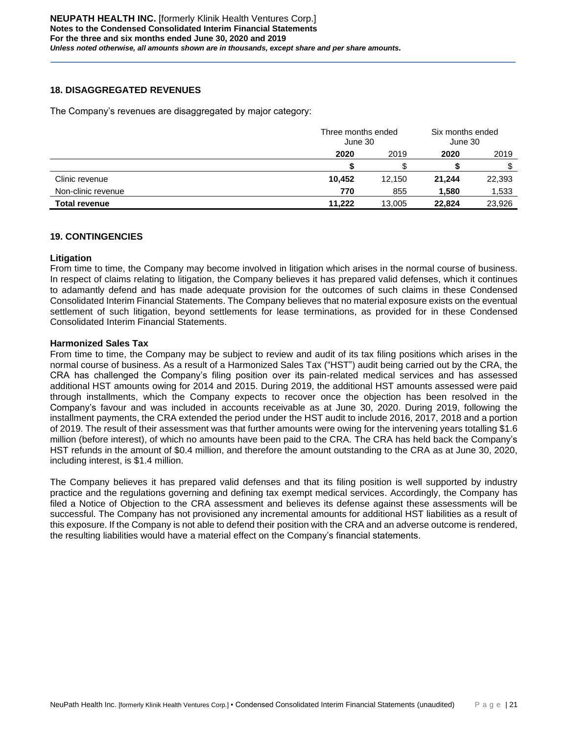## 18. DISAGGREGATED REVENUES

The Company's revenues are disaggregated by major category:

| | Three months ended June 30 | | Six months ended June 30 | |
|---|---|---|---|---|
| | **2020** | 2019 | **2020** | 2019 |
| | **$** | $ | **$** | $ |
| Clinic revenue | **10,452** | 12,150 | **21,244** | 22,393 |
| Non-clinic revenue | **770** | 855 | **1,580** | 1,533 |
| **Total revenue** | **11,222** | 13,005 | **22,824** | 23,926 |

## 19. CONTINGENCIES

**Litigation**

From time to time, the Company may become involved in litigation which arises in the normal course of business. In respect of claims relating to litigation, the Company believes it has prepared valid defenses, which it continues to adamantly defend and has made adequate provision for the outcomes of such claims in these Condensed Consolidated Interim Financial Statements. The Company believes that no material exposure exists on the eventual settlement of such litigation, beyond settlements for lease terminations, as provided for in these Condensed Consolidated Interim Financial Statements.

**Harmonized Sales Tax**

From time to time, the Company may be subject to review and audit of its tax filing positions which arises in the normal course of business. As a result of a Harmonized Sales Tax ("HST") audit being carried out by the CRA, the CRA has challenged the Company's filing position over its pain-related medical services and has assessed additional HST amounts owing for 2014 and 2015. During 2019, the additional HST amounts assessed were paid through installments, which the Company expects to recover once the objection has been resolved in the Company's favour and was included in accounts receivable as at June 30, 2020. During 2019, following the installment payments, the CRA extended the period under the HST audit to include 2016, 2017, 2018 and a portion of 2019. The result of their assessment was that further amounts were owing for the intervening years totalling $1.6 million (before interest), of which no amounts have been paid to the CRA. The CRA has held back the Company's HST refunds in the amount of $0.4 million, and therefore the amount outstanding to the CRA as at June 30, 2020, including interest, is $1.4 million.

The Company believes it has prepared valid defenses and that its filing position is well supported by industry practice and the regulations governing and defining tax exempt medical services. Accordingly, the Company has filed a Notice of Objection to the CRA assessment and believes its defense against these assessments will be successful. The Company has not provisioned any incremental amounts for additional HST liabilities as a result of this exposure. If the Company is not able to defend their position with the CRA and an adverse outcome is rendered, the resulting liabilities would have a material effect on the Company's financial statements.